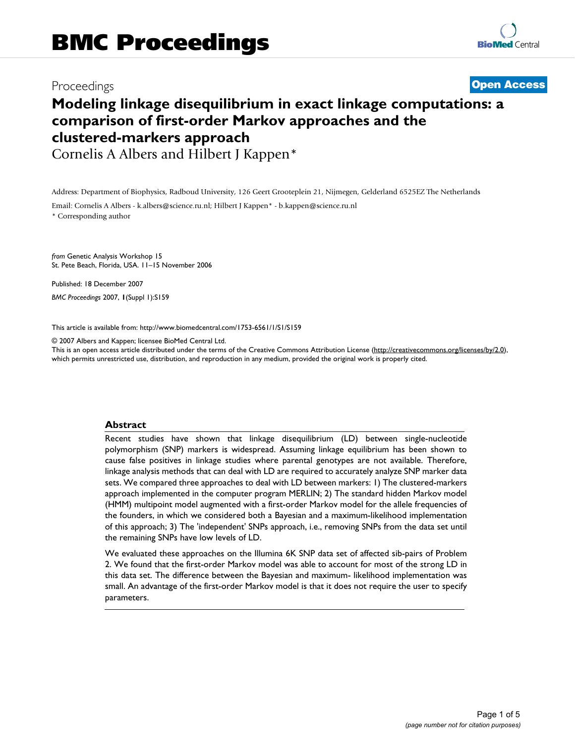BMC Proceedings

Proceedings

**Open Access**

# Modeling linkage disequilibrium in exact linkage computations: a comparison of first-order Markov approaches and the clustered-markers approach

Cornelis A Albers and Hilbert J Kappen*

Address: Department of Biophysics, Radboud University, 126 Geert Grooteplein 21, Nijmegen, Gelderland 6525EZ The Netherlands

Email: Cornelis A Albers - k.albers@science.ru.nl; Hilbert J Kappen* - b.kappen@science.ru.nl

* Corresponding author

*from* Genetic Analysis Workshop 15
St. Pete Beach, Florida, USA. 11–15 November 2006

Published: 18 December 2007

*BMC Proceedings* 2007, **1**(Suppl 1):S159

This article is available from: http://www.biomedcentral.com/1753-6561/1/S1/S159

© 2007 Albers and Kappen; licensee BioMed Central Ltd.
This is an open access article distributed under the terms of the Creative Commons Attribution License (http://creativecommons.org/licenses/by/2.0), which permits unrestricted use, distribution, and reproduction in any medium, provided the original work is properly cited.

## Abstract

Recent studies have shown that linkage disequilibrium (LD) between single-nucleotide polymorphism (SNP) markers is widespread. Assuming linkage equilibrium has been shown to cause false positives in linkage studies where parental genotypes are not available. Therefore, linkage analysis methods that can deal with LD are required to accurately analyze SNP marker data sets. We compared three approaches to deal with LD between markers: 1) The clustered-markers approach implemented in the computer program MERLIN; 2) The standard hidden Markov model (HMM) multipoint model augmented with a first-order Markov model for the allele frequencies of the founders, in which we considered both a Bayesian and a maximum-likelihood implementation of this approach; 3) The 'independent' SNPs approach, i.e., removing SNPs from the data set until the remaining SNPs have low levels of LD.

We evaluated these approaches on the Illumina 6K SNP data set of affected sib-pairs of Problem 2. We found that the first-order Markov model was able to account for most of the strong LD in this data set. The difference between the Bayesian and maximum- likelihood implementation was small. An advantage of the first-order Markov model is that it does not require the user to specify parameters.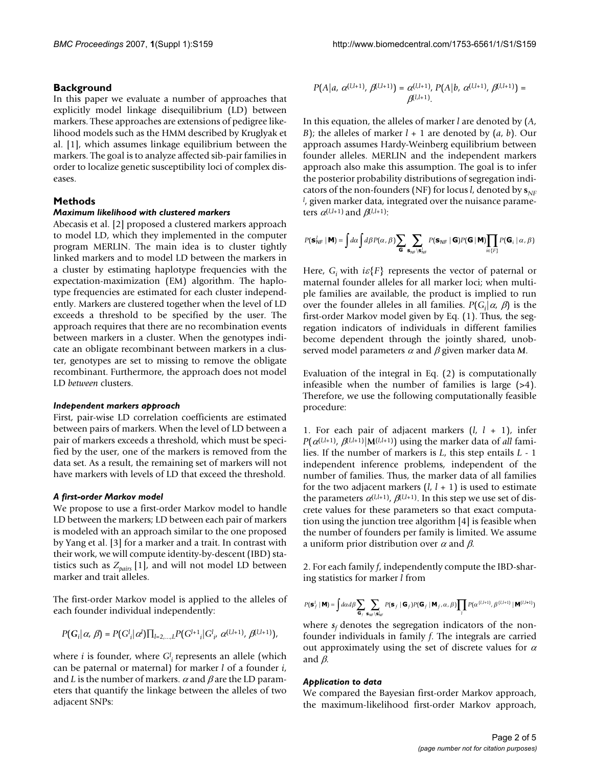## Background

In this paper we evaluate a number of approaches that explicitly model linkage disequilibrium (LD) between markers. These approaches are extensions of pedigree likelihood models such as the HMM described by Kruglyak et al. [1], which assumes linkage equilibrium between the markers. The goal is to analyze affected sib-pair families in order to localize genetic susceptibility loci of complex diseases.

## Methods

### *Maximum likelihood with clustered markers*

Abecasis et al. [2] proposed a clustered markers approach to model LD, which they implemented in the computer program MERLIN. The main idea is to cluster tightly linked markers and to model LD between the markers in a cluster by estimating haplotype frequencies with the expectation-maximization (EM) algorithm. The haplotype frequencies are estimated for each cluster independently. Markers are clustered together when the level of LD exceeds a threshold to be specified by the user. The approach requires that there are no recombination events between markers in a cluster. When the genotypes indicate an obligate recombinant between markers in a cluster, genotypes are set to missing to remove the obligate recombinant. Furthermore, the approach does not model LD *between* clusters.

### *Independent markers approach*

First, pair-wise LD correlation coefficients are estimated between pairs of markers. When the level of LD between a pair of markers exceeds a threshold, which must be specified by the user, one of the markers is removed from the data set. As a result, the remaining set of markers will not have markers with levels of LD that exceed the threshold.

### *A first-order Markov model*

We propose to use a first-order Markov model to handle LD between the markers; LD between each pair of markers is modeled with an approach similar to the one proposed by Yang et al. [3] for a marker and a trait. In contrast with their work, we will compute identity-by-descent (IBD) statistics such as $Z_{pairs}$ [1], and will not model LD between marker and trait alleles.

The first-order Markov model is applied to the alleles of each founder individual independently:

$$P(G_i|\alpha, \beta) = P(G^l_i|\alpha^l)\prod_{l=2,\ldots,L}P(G^{l+1}_i|G^l_i, \alpha^{(l,l+1)}, \beta^{(l,l+1)}),$$

where $i$ is founder, where $G^l_i$ represents an allele (which can be paternal or maternal) for marker $l$ of a founder $i$, and $L$ is the number of markers. $\alpha$ and $\beta$ are the LD parameters that quantify the linkage between the alleles of two adjacent SNPs:

$$P(A|a, \alpha^{(l,l+1)}, \beta^{(l,l+1)}) = \alpha^{(l,l+1)}, P(A|b, \alpha^{(l,l+1)}, \beta^{(l,l+1)}) = \beta^{(l,l+1)}.$$

In this equation, the alleles of marker $l$ are denoted by ($A$, $B$); the alleles of marker $l + 1$ are denoted by ($a$, $b$). Our approach assumes Hardy-Weinberg equilibrium between founder alleles. MERLIN and the independent markers approach also make this assumption. The goal is to infer the posterior probability distributions of segregation indicators of the non-founders (NF) for locus $l$, denoted by $\mathbf{s}_{NF}^{l}$, given marker data, integrated over the nuisance parameters $\alpha^{(l,l+1)}$ and $\beta^{(l,l+1)}$:

$$P(\mathbf{s}^l_{\mathrm{NF}} \mid \mathbf{M}) = \int d\alpha \int d\beta P(\alpha, \beta) \sum_{\mathbf{G}} \sum_{\mathbf{s}_{\mathrm{NF}} \setminus \mathbf{s}^l_{\mathrm{NF}}} P(\mathbf{s}_{\mathrm{NF}} \mid \mathbf{G}) P(\mathbf{G} \mid \mathbf{M}) \prod_{i \in \{F\}} P(\mathbf{G}_i \mid \alpha, \beta)$$

Here, $G_i$ with $i\varepsilon\{F\}$ represents the vector of paternal or maternal founder alleles for all marker loci; when multiple families are available, the product is implied to run over the founder alleles in all families. $P(G_i|\alpha, \beta)$ is the first-order Markov model given by Eq. (1). Thus, the segregation indicators of individuals in different families become dependent through the jointly shared, unobserved model parameters $\alpha$ and $\beta$ given marker data $M$.

Evaluation of the integral in Eq. (2) is computationally infeasible when the number of families is large (>4). Therefore, we use the following computationally feasible procedure:

1. For each pair of adjacent markers ($l$, $l + 1$), infer $P(\alpha^{(l,l+1)}, \beta^{(l,l+1)}|\mathrm{M}^{(l,l+1)})$ using the marker data of *all* families. If the number of markers is $L$, this step entails $L$ - 1 independent inference problems, independent of the number of families. Thus, the marker data of all families for the two adjacent markers ($l$, $l + 1$) is used to estimate the parameters $\alpha^{(l,l+1)}$, $\beta^{(l,l+1)}$. In this step we use set of discrete values for these parameters so that exact computation using the junction tree algorithm [4] is feasible when the number of founders per family is limited. We assume a uniform prior distribution over $\alpha$ and $\beta$.

2. For each family $f$, independently compute the IBD-sharing statistics for marker $l$ from

$$P(\mathbf{s}^l_f \mid \mathbf{M}) = \int d\alpha d\beta \sum_{\mathbf{G}_f} \sum_{\mathbf{s}_{\mathrm{NF}} \setminus \mathbf{s}^l_{\mathrm{NF}}} P(\mathbf{s}_f \mid \mathbf{G}_f) P(\mathbf{G}_f \mid \mathbf{M}_f, \alpha, \beta) \prod_l P(\alpha^{(l,l+1)}, \beta^{(l,l+1)} \mid \mathbf{M}^{(l,l+1)})$$

where $s_f$ denotes the segregation indicators of the non-founder individuals in family $f$. The integrals are carried out approximately using the set of discrete values for $\alpha$ and $\beta$.

### *Application to data*

We compared the Bayesian first-order Markov approach, the maximum-likelihood first-order Markov approach,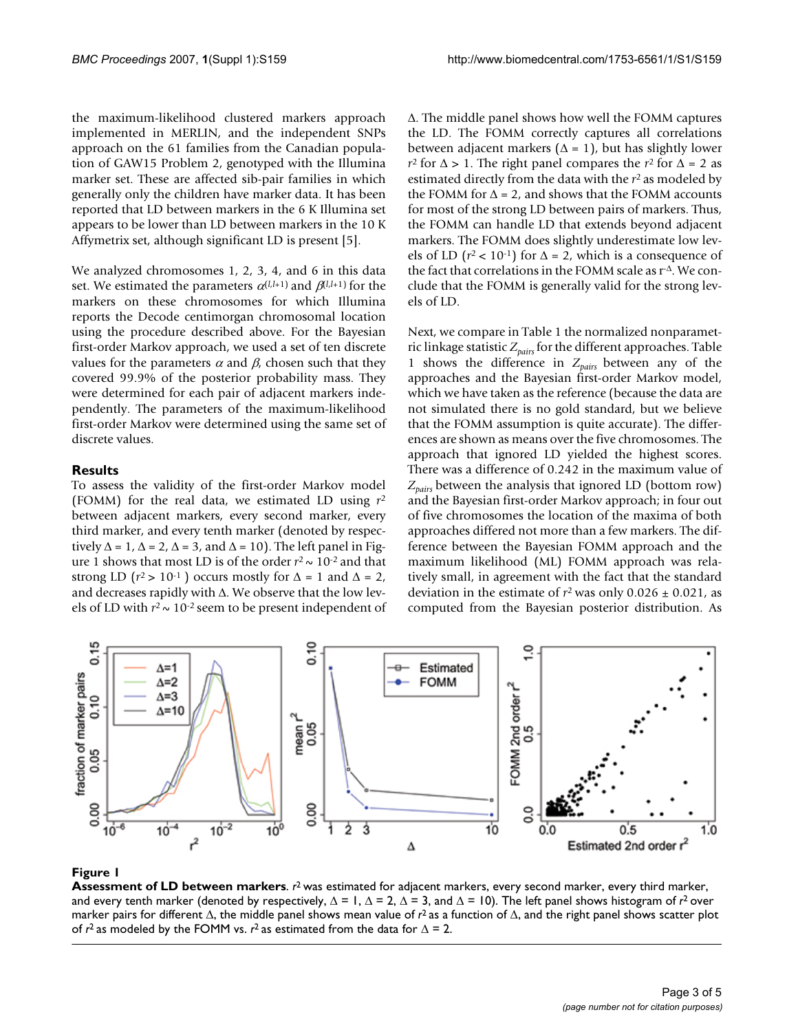the maximum-likelihood clustered markers approach implemented in MERLIN, and the independent SNPs approach on the 61 families from the Canadian population of GAW15 Problem 2, genotyped with the Illumina marker set. These are affected sib-pair families in which generally only the children have marker data. It has been reported that LD between markers in the 6 K Illumina set appears to be lower than LD between markers in the 10 K Affymetrix set, although significant LD is present [5].

We analyzed chromosomes 1, 2, 3, 4, and 6 in this data set. We estimated the parameters $\alpha^{(l,l+1)}$ and $\beta^{(l,l+1)}$ for the markers on these chromosomes for which Illumina reports the Decode centimorgan chromosomal location using the procedure described above. For the Bayesian first-order Markov approach, we used a set of ten discrete values for the parameters $\alpha$ and $\beta$, chosen such that they covered 99.9% of the posterior probability mass. They were determined for each pair of adjacent markers independently. The parameters of the maximum-likelihood first-order Markov were determined using the same set of discrete values.

## Results

To assess the validity of the first-order Markov model (FOMM) for the real data, we estimated LD using $r^2$ between adjacent markers, every second marker, every third marker, and every tenth marker (denoted by respectively $\Delta = 1$, $\Delta = 2$, $\Delta = 3$, and $\Delta = 10$). The left panel in Figure 1 shows that most LD is of the order $r^2 \sim 10^{-2}$ and that strong LD ($r^2 > 10^{-1}$) occurs mostly for $\Delta = 1$ and $\Delta = 2$, and decreases rapidly with $\Delta$. We observe that the low levels of LD with $r^2 \sim 10^{-2}$ seem to be present independent of $\Delta$. The middle panel shows how well the FOMM captures the LD. The FOMM correctly captures all correlations between adjacent markers ($\Delta = 1$), but has slightly lower $r^2$ for $\Delta > 1$. The right panel compares the $r^2$ for $\Delta = 2$ as estimated directly from the data with the $r^2$ as modeled by the FOMM for $\Delta = 2$, and shows that the FOMM accounts for most of the strong LD between pairs of markers. Thus, the FOMM can handle LD that extends beyond adjacent markers. The FOMM does slightly underestimate low levels of LD ($r^2 < 10^{-1}$) for $\Delta = 2$, which is a consequence of the fact that correlations in the FOMM scale as $r^{\Delta}$. We conclude that the FOMM is generally valid for the strong levels of LD.

Next, we compare in Table 1 the normalized nonparametric linkage statistic $Z_{pairs}$ for the different approaches. Table 1 shows the difference in $Z_{pairs}$ between any of the approaches and the Bayesian first-order Markov model, which we have taken as the reference (because the data are not simulated there is no gold standard, but we believe that the FOMM assumption is quite accurate). The differences are shown as means over the five chromosomes. The approach that ignored LD yielded the highest scores. There was a difference of 0.242 in the maximum value of $Z_{pairs}$ between the analysis that ignored LD (bottom row) and the Bayesian first-order Markov approach; in four out of five chromosomes the location of the maxima of both approaches differed not more than a few markers. The difference between the Bayesian FOMM approach and the maximum likelihood (ML) FOMM approach was relatively small, in agreement with the fact that the standard deviation in the estimate of $r^2$ was only $0.026 \pm 0.021$, as computed from the Bayesian posterior distribution. As

**Figure 1**
**Assessment of LD between markers**. $r^2$ was estimated for adjacent markers, every second marker, every third marker, and every tenth marker (denoted by respectively, $\Delta = 1$, $\Delta = 2$, $\Delta = 3$, and $\Delta = 10$). The left panel shows histogram of $r^2$ over marker pairs for different $\Delta$, the middle panel shows mean value of $r^2$ as a function of $\Delta$, and the right panel shows scatter plot of $r^2$ as modeled by the FOMM vs. $r^2$ as estimated from the data for $\Delta = 2$.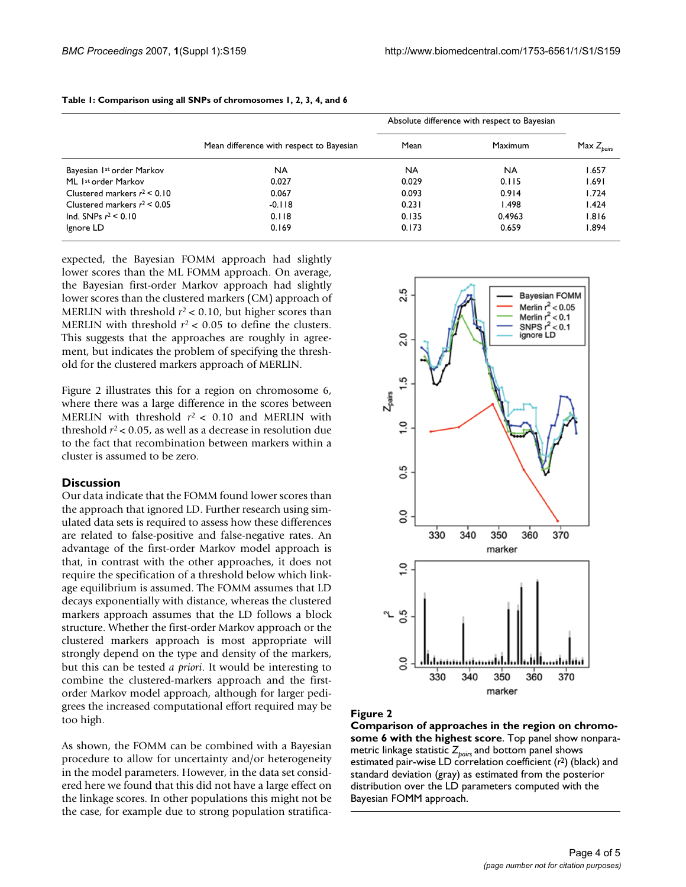**Table 1: Comparison using all SNPs of chromosomes 1, 2, 3, 4, and 6**

| | Mean difference with respect to Bayesian | Absolute difference with respect to Bayesian | | Max $Z_{pairs}$ |
|---|---|---|---|---|
| | | Mean | Maximum | |
| Bayesian 1st order Markov | NA | NA | NA | 1.657 |
| ML 1st order Markov | 0.027 | 0.029 | 0.115 | 1.691 |
| Clustered markers $r^2 < 0.10$ | 0.067 | 0.093 | 0.914 | 1.724 |
| Clustered markers $r^2 < 0.05$ | -0.118 | 0.231 | 1.498 | 1.424 |
| Ind. SNPs $r^2 < 0.10$ | 0.118 | 0.135 | 0.4963 | 1.816 |
| Ignore LD | 0.169 | 0.173 | 0.659 | 1.894 |

expected, the Bayesian FOMM approach had slightly lower scores than the ML FOMM approach. On average, the Bayesian first-order Markov approach had slightly lower scores than the clustered markers (CM) approach of MERLIN with threshold $r^2 < 0.10$, but higher scores than MERLIN with threshold $r^2 < 0.05$ to define the clusters. This suggests that the approaches are roughly in agreement, but indicates the problem of specifying the threshold for the clustered markers approach of MERLIN.

Figure 2 illustrates this for a region on chromosome 6, where there was a large difference in the scores between MERLIN with threshold $r^2 < 0.10$ and MERLIN with threshold $r^2 < 0.05$, as well as a decrease in resolution due to the fact that recombination between markers within a cluster is assumed to be zero.

## Discussion

Our data indicate that the FOMM found lower scores than the approach that ignored LD. Further research using simulated data sets is required to assess how these differences are related to false-positive and false-negative rates. An advantage of the first-order Markov model approach is that, in contrast with the other approaches, it does not require the specification of a threshold below which linkage equilibrium is assumed. The FOMM assumes that LD decays exponentially with distance, whereas the clustered markers approach assumes that the LD follows a block structure. Whether the first-order Markov approach or the clustered markers approach is most appropriate will strongly depend on the type and density of the markers, but this can be tested *a priori*. It would be interesting to combine the clustered-markers approach and the first-order Markov model approach, although for larger pedigrees the increased computational effort required may be too high.

As shown, the FOMM can be combined with a Bayesian procedure to allow for uncertainty and/or heterogeneity in the model parameters. However, in the data set considered here we found that this did not have a large effect on the linkage scores. In other populations this might not be the case, for example due to strong population stratifica-

**Figure 2**

**Comparison of approaches in the region on chromosome 6 with the highest score**. Top panel show nonparametric linkage statistic $Z_{pairs}$ and bottom panel shows estimated pair-wise LD correlation coefficient ($r^2$) (black) and standard deviation (gray) as estimated from the posterior distribution over the LD parameters computed with the Bayesian FOMM approach.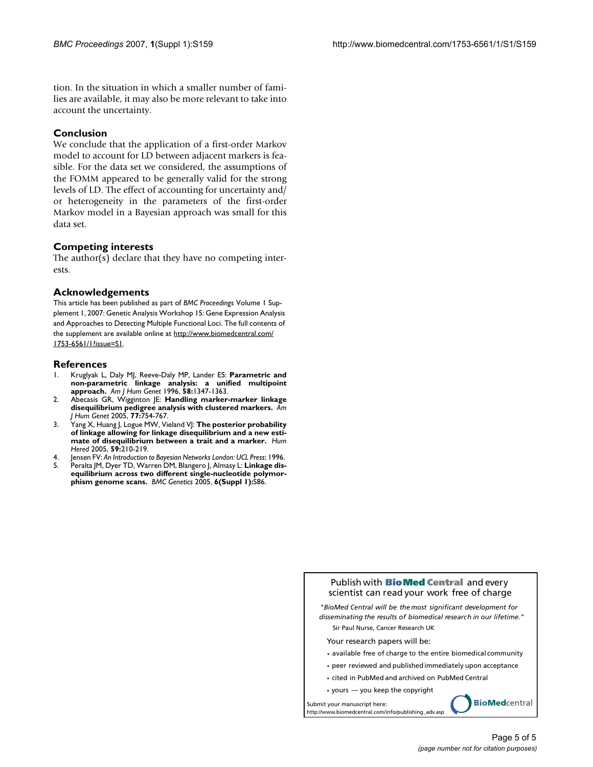tion. In the situation in which a smaller number of families are available, it may also be more relevant to take into account the uncertainty.

## Conclusion

We conclude that the application of a first-order Markov model to account for LD between adjacent markers is feasible. For the data set we considered, the assumptions of the FOMM appeared to be generally valid for the strong levels of LD. The effect of accounting for uncertainty and/or heterogeneity in the parameters of the first-order Markov model in a Bayesian approach was small for this data set.

## Competing interests

The author(s) declare that they have no competing interests.

## Acknowledgements

This article has been published as part of *BMC Proceedings* Volume 1 Supplement 1, 2007: Genetic Analysis Workshop 15: Gene Expression Analysis and Approaches to Detecting Multiple Functional Loci. The full contents of the supplement are available online at http://www.biomedcentral.com/1753-6561/1?issue=S1.

## References

1. Kruglyak L, Daly MJ, Reeve-Daly MP, Lander ES: **Parametric and non-parametric linkage analysis: a unified multipoint approach.** *Am J Hum Genet* 1996, **58:**1347-1363.
2. Abecasis GR, Wigginton JE: **Handling marker-marker linkage disequilibrium pedigree analysis with clustered markers.** *Am J Hum Genet* 2005, **77:**754-767.
3. Yang X, Huang J, Logue MW, Vieland VJ: **The posterior probability of linkage allowing for linkage disequilibrium and a new estimate of disequilibrium between a trait and a marker.** *Hum Hered* 2005, **59:**210-219.
4. Jensen FV: *An Introduction to Bayesian Networks London: UCL Press*; 1996.
5. Peralta JM, Dyer TD, Warren DM, Blangero J, Almasy L: **Linkage disequilibrium across two different single-nucleotide polymorphism genome scans.** *BMC Genetics* 2005, **6(Suppl 1):**S86.

Publish with **BioMed Central** and every scientist can read your work free of charge

*"BioMed Central will be the most significant development for disseminating the results of biomedical research in our lifetime."*
Sir Paul Nurse, Cancer Research UK

Your research papers will be:

- available free of charge to the entire biomedical community
- peer reviewed and published immediately upon acceptance
- cited in PubMed and archived on PubMed Central
- yours — you keep the copyright

Submit your manuscript here:
http://www.biomedcentral.com/info/publishing_adv.asp

**BioMed**central